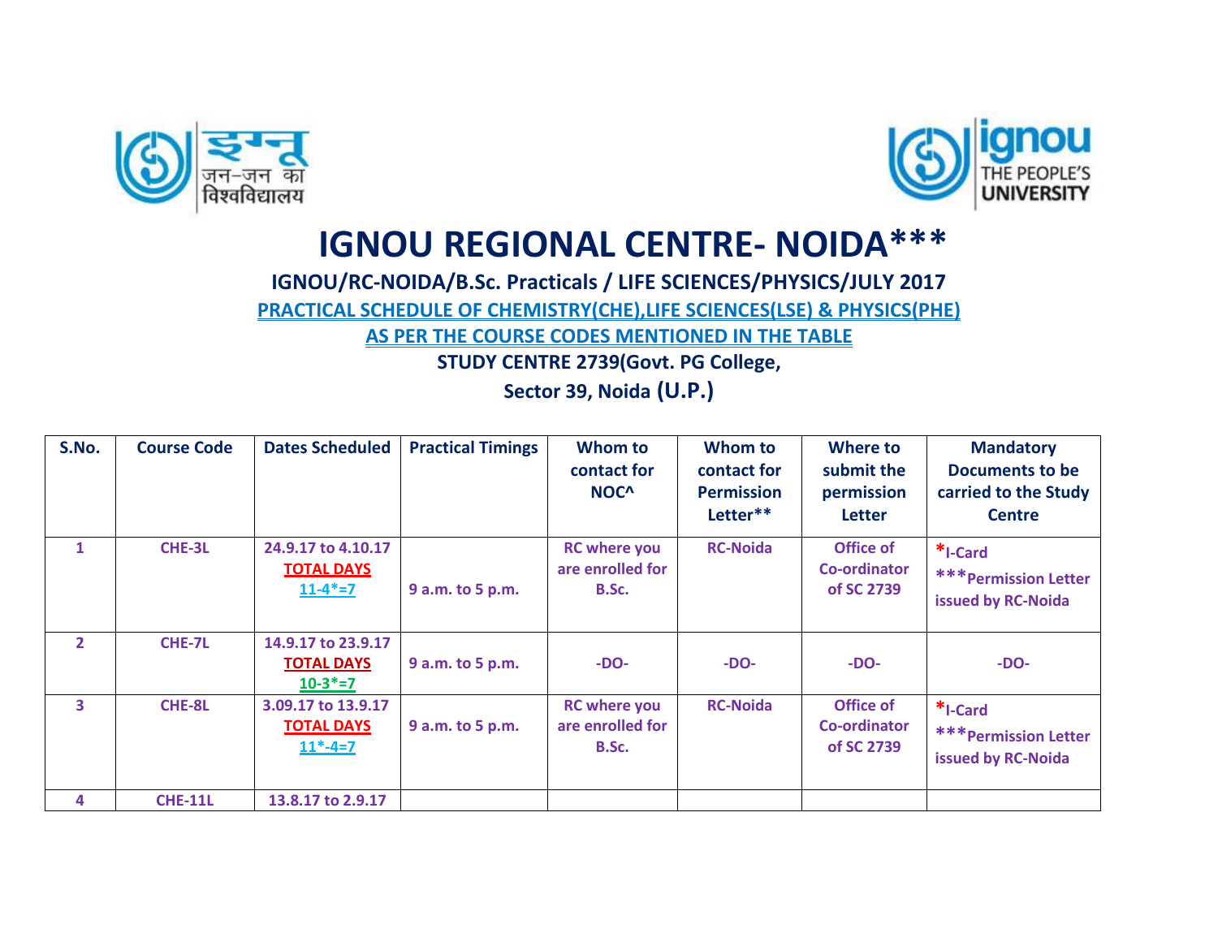# IGNOU REGIONAL CENTRE- NOIDA***

**IGNOU/RC-NOIDA/B.Sc. Practicals / LIFE SCIENCES/PHYSICS/JULY 2017**

**PRACTICAL SCHEDULE OF CHEMISTRY(CHE),LIFE SCIENCES(LSE) & PHYSICS(PHE)**

**AS PER THE COURSE CODES MENTIONED IN THE TABLE**

**STUDY CENTRE 2739(Govt. PG College,**

**Sector 39, Noida (U.P.)**

| S.No. | Course Code | Dates Scheduled | Practical Timings | Whom to contact for NOC^ | Whom to contact for Permission Letter** | Where to submit the permission Letter | Mandatory Documents to be carried to the Study Centre |
|---|---|---|---|---|---|---|---|
| 1 | CHE-3L | 24.9.17 to 4.10.17 TOTAL DAYS 11-4*=7 | 9 a.m. to 5 p.m. | RC where you are enrolled for B.Sc. | RC-Noida | Office of Co-ordinator of SC 2739 | *I-Card ***Permission Letter issued by RC-Noida |
| 2 | CHE-7L | 14.9.17 to 23.9.17 TOTAL DAYS 10-3*=7 | 9 a.m. to 5 p.m. | -DO- | -DO- | -DO- | -DO- |
| 3 | CHE-8L | 3.09.17 to 13.9.17 TOTAL DAYS 11*-4=7 | 9 a.m. to 5 p.m. | RC where you are enrolled for B.Sc. | RC-Noida | Office of Co-ordinator of SC 2739 | *I-Card ***Permission Letter issued by RC-Noida |
| 4 | CHE-11L | 13.8.17 to 2.9.17 | | | | | |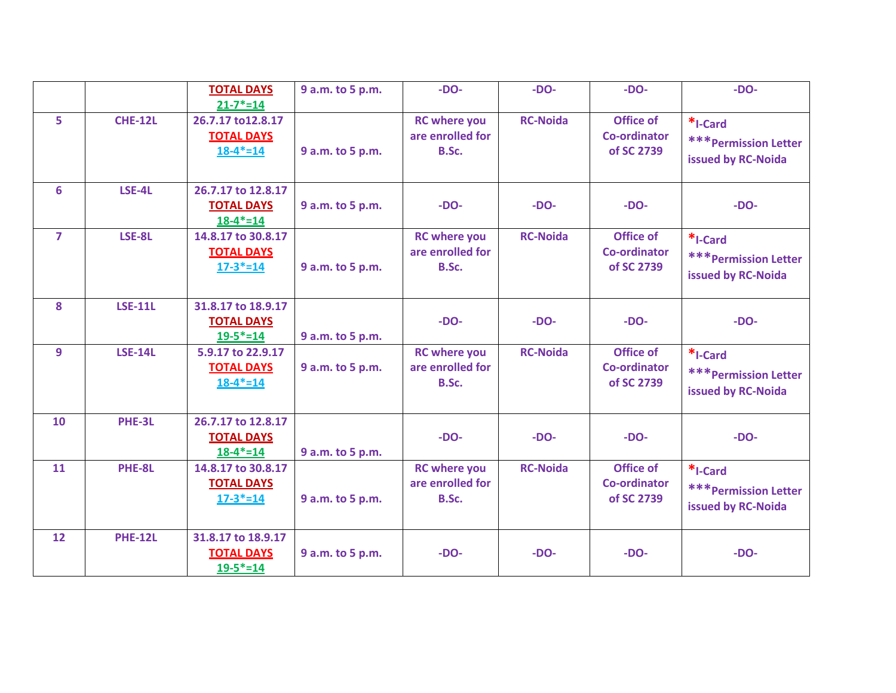| | | | | | | | |
|---|---|---|---|---|---|---|---|
| | | TOTAL DAYS 21-7*=14 | 9 a.m. to 5 p.m. | -DO- | -DO- | -DO- | -DO- |
| 5 | CHE-12L | 26.7.17 to12.8.17 TOTAL DAYS 18-4*=14 | 9 a.m. to 5 p.m. | RC where you are enrolled for B.Sc. | RC-Noida | Office of Co-ordinator of SC 2739 | *I-Card ***Permission Letter issued by RC-Noida |
| 6 | LSE-4L | 26.7.17 to 12.8.17 TOTAL DAYS 18-4*=14 | 9 a.m. to 5 p.m. | -DO- | -DO- | -DO- | -DO- |
| 7 | LSE-8L | 14.8.17 to 30.8.17 TOTAL DAYS 17-3*=14 | 9 a.m. to 5 p.m. | RC where you are enrolled for B.Sc. | RC-Noida | Office of Co-ordinator of SC 2739 | *I-Card ***Permission Letter issued by RC-Noida |
| 8 | LSE-11L | 31.8.17 to 18.9.17 TOTAL DAYS 19-5*=14 | 9 a.m. to 5 p.m. | -DO- | -DO- | -DO- | -DO- |
| 9 | LSE-14L | 5.9.17 to 22.9.17 TOTAL DAYS 18-4*=14 | 9 a.m. to 5 p.m. | RC where you are enrolled for B.Sc. | RC-Noida | Office of Co-ordinator of SC 2739 | *I-Card ***Permission Letter issued by RC-Noida |
| 10 | PHE-3L | 26.7.17 to 12.8.17 TOTAL DAYS 18-4*=14 | 9 a.m. to 5 p.m. | -DO- | -DO- | -DO- | -DO- |
| 11 | PHE-8L | 14.8.17 to 30.8.17 TOTAL DAYS 17-3*=14 | 9 a.m. to 5 p.m. | RC where you are enrolled for B.Sc. | RC-Noida | Office of Co-ordinator of SC 2739 | *I-Card ***Permission Letter issued by RC-Noida |
| 12 | PHE-12L | 31.8.17 to 18.9.17 TOTAL DAYS 19-5*=14 | 9 a.m. to 5 p.m. | -DO- | -DO- | -DO- | -DO- |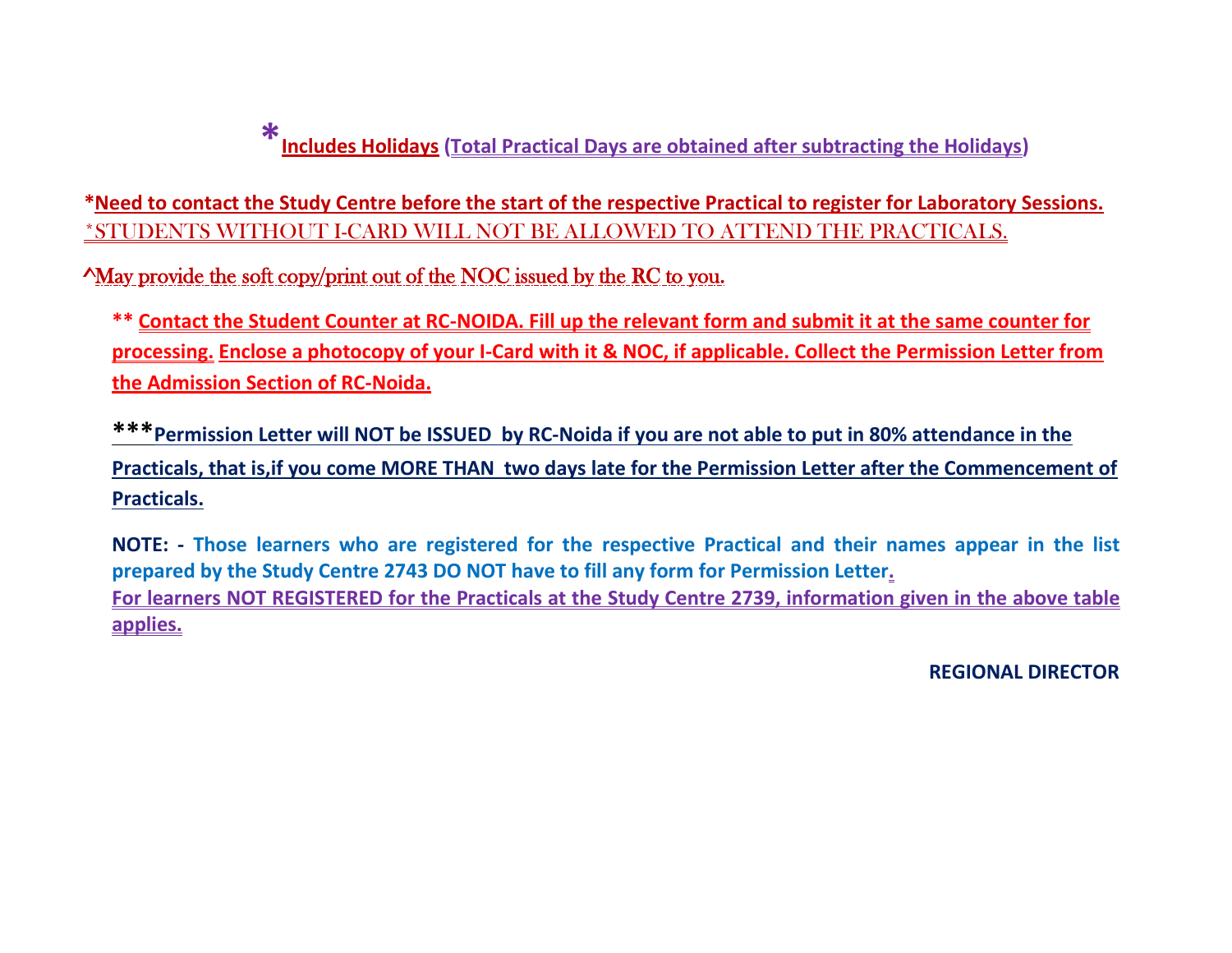**\*Includes Holidays (Total Practical Days are obtained after subtracting the Holidays)**

**\*Need to contact the Study Centre before the start of the respective Practical to register for Laboratory Sessions.**
\*STUDENTS WITHOUT I-CARD WILL NOT BE ALLOWED TO ATTEND THE PRACTICALS.

^May provide the soft copy/print out of the NOC issued by the RC to you.

**\*\* Contact the Student Counter at RC-NOIDA. Fill up the relevant form and submit it at the same counter for processing. Enclose a photocopy of your I-Card with it & NOC, if applicable. Collect the Permission Letter from the Admission Section of RC-Noida.**

**\*\*\*Permission Letter will NOT be ISSUED by RC-Noida if you are not able to put in 80% attendance in the Practicals, that is,if you come MORE THAN two days late for the Permission Letter after the Commencement of Practicals.**

**NOTE: - Those learners who are registered for the respective Practical and their names appear in the list prepared by the Study Centre 2743 DO NOT have to fill any form for Permission Letter.**
**For learners NOT REGISTERED for the Practicals at the Study Centre 2739, information given in the above table applies.**

**REGIONAL DIRECTOR**